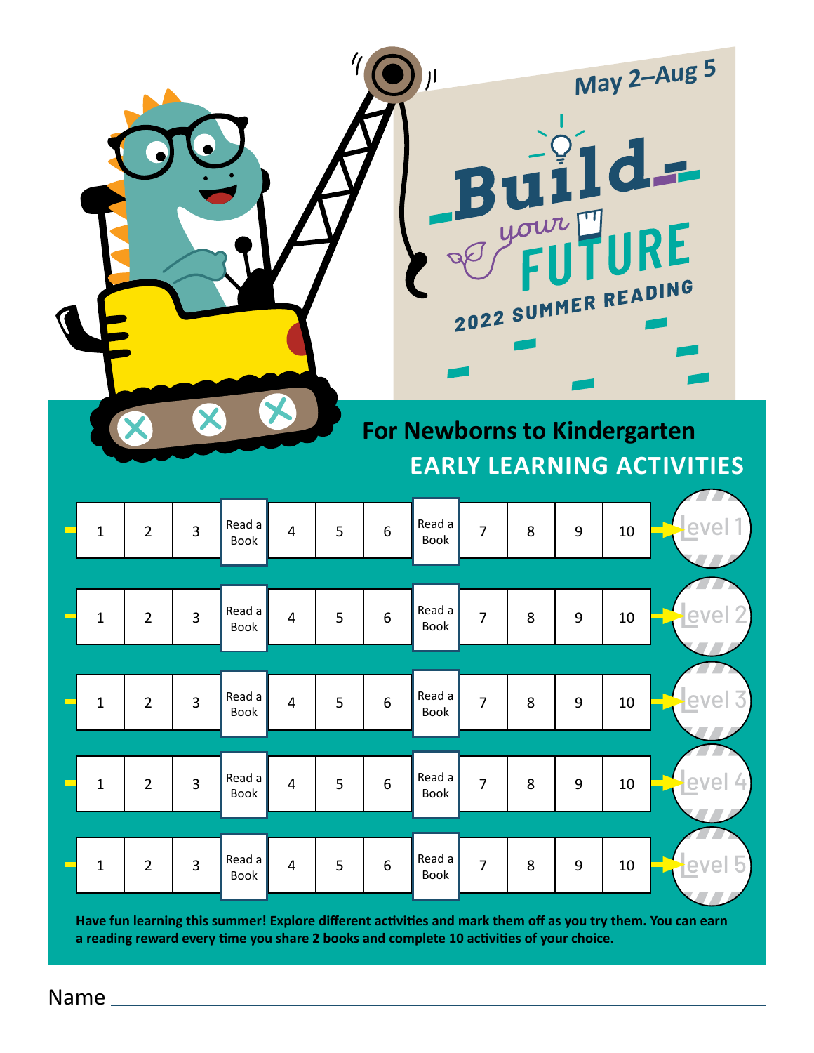May 2–Aug 5

# Build your FUTURE

2022 SUMMER READING

## For Newborns to Kindergarten

## EARLY LEARNING ACTIVITIES

| | | | | | | | | | | | | |
|---|---|---|---|---|---|---|---|---|---|---|---|---|
| 1 | 2 | 3 | Read a Book | 4 | 5 | 6 | Read a Book | 7 | 8 | 9 | 10 | Level 1 |
| 1 | 2 | 3 | Read a Book | 4 | 5 | 6 | Read a Book | 7 | 8 | 9 | 10 | Level 2 |
| 1 | 2 | 3 | Read a Book | 4 | 5 | 6 | Read a Book | 7 | 8 | 9 | 10 | Level 3 |
| 1 | 2 | 3 | Read a Book | 4 | 5 | 6 | Read a Book | 7 | 8 | 9 | 10 | Level 4 |
| 1 | 2 | 3 | Read a Book | 4 | 5 | 6 | Read a Book | 7 | 8 | 9 | 10 | Level 5 |

**Have fun learning this summer! Explore different activities and mark them off as you try them. You can earn a reading reward every time you share 2 books and complete 10 activities of your choice.**

Name ______________________________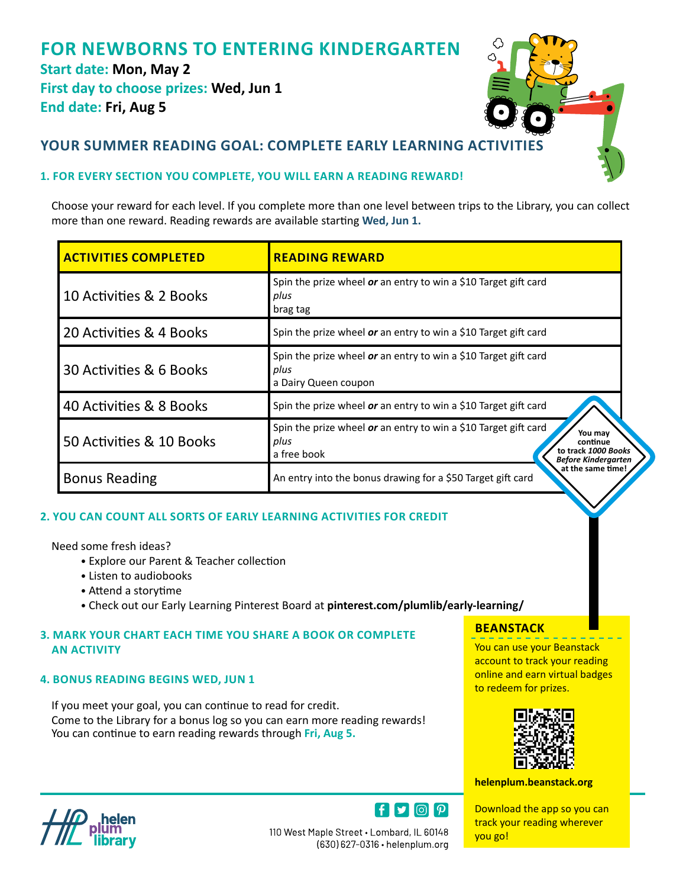# FOR NEWBORNS TO ENTERING KINDERGARTEN

**Start date:** **Mon, May 2**
**First day to choose prizes:** **Wed, Jun 1**
**End date:** **Fri, Aug 5**

## YOUR SUMMER READING GOAL: COMPLETE EARLY LEARNING ACTIVITIES

### 1. FOR EVERY SECTION YOU COMPLETE, YOU WILL EARN A READING REWARD!

Choose your reward for each level. If you complete more than one level between trips to the Library, you can collect more than one reward. Reading rewards are available starting **Wed, Jun 1.**

| ACTIVITIES COMPLETED | READING REWARD |
|---|---|
| 10 Activities & 2 Books | Spin the prize wheel ***or*** an entry to win a $10 Target gift card *plus* brag tag |
| 20 Activities & 4 Books | Spin the prize wheel ***or*** an entry to win a $10 Target gift card |
| 30 Activities & 6 Books | Spin the prize wheel ***or*** an entry to win a $10 Target gift card *plus* a Dairy Queen coupon |
| 40 Activities & 8 Books | Spin the prize wheel ***or*** an entry to win a $10 Target gift card |
| 50 Activities & 10 Books | Spin the prize wheel ***or*** an entry to win a $10 Target gift card *plus* a free book |
| Bonus Reading | An entry into the bonus drawing for a $50 Target gift card |

**You may continue to track *1000 Books Before Kindergarten* at the same time!**

### 2. YOU CAN COUNT ALL SORTS OF EARLY LEARNING ACTIVITIES FOR CREDIT

Need some fresh ideas?

- Explore our Parent & Teacher collection
- Listen to audiobooks
- Attend a storytime
- Check out our Early Learning Pinterest Board at **pinterest.com/plumlib/early-learning/**

### 3. MARK YOUR CHART EACH TIME YOU SHARE A BOOK OR COMPLETE AN ACTIVITY

### 4. BONUS READING BEGINS WED, JUN 1

If you meet your goal, you can continue to read for credit.
Come to the Library for a bonus log so you can earn more reading rewards!
You can continue to earn reading rewards through **Fri, Aug 5.**

**BEANSTACK**

You can use your Beanstack account to track your reading online and earn virtual badges to redeem for prizes.

**helenplum.beanstack.org**

Download the app so you can track your reading wherever you go!

helen plum library

110 West Maple Street • Lombard, IL 60148
(630) 627-0316 • helenplum.org